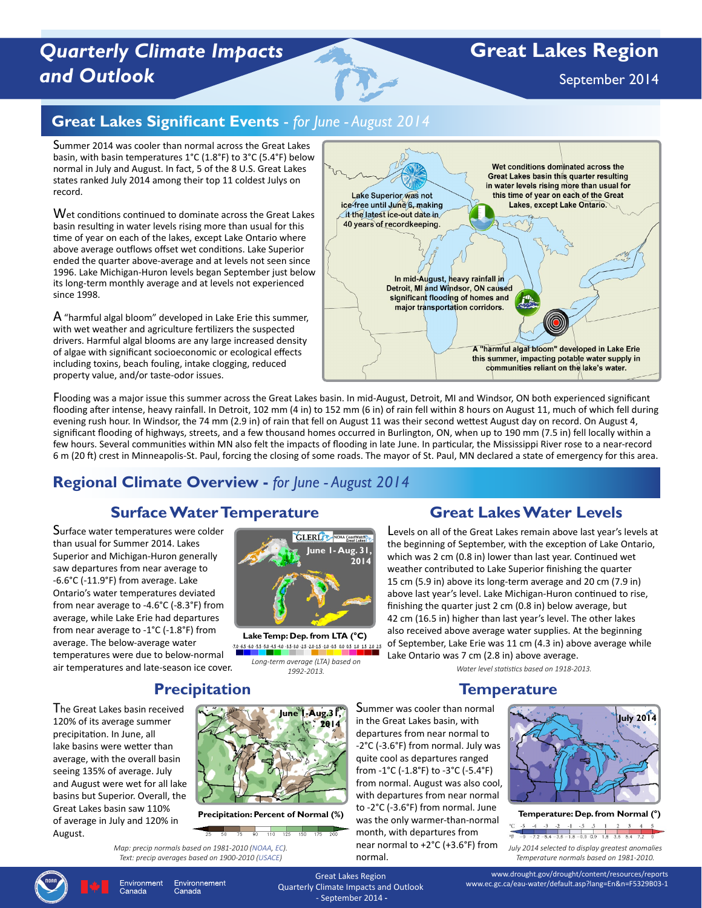# Quarterly Climate Impacts and Outlook

# Great Lakes Region

September 2014

## Great Lakes Significant Events - *for June - August 2014*

Summer 2014 was cooler than normal across the Great Lakes basin, with basin temperatures 1°C (1.8°F) to 3°C (5.4°F) below normal in July and August. In fact, 5 of the 8 U.S. Great Lakes states ranked July 2014 among their top 11 coldest Julys on record.

Wet conditions continued to dominate across the Great Lakes basin resulting in water levels rising more than usual for this time of year on each of the lakes, except Lake Ontario where above average outflows offset wet conditions. Lake Superior ended the quarter above-average and at levels not seen since 1996. Lake Michigan-Huron levels began September just below its long-term monthly average and at levels not experienced since 1998.

A "harmful algal bloom" developed in Lake Erie this summer, with wet weather and agriculture fertilizers the suspected drivers. Harmful algal blooms are any large increased density of algae with significant socioeconomic or ecological effects including toxins, beach fouling, intake clogging, reduced property value, and/or taste-odor issues.

Lake Superior was not ice-free until June 6, making it the latest ice-out date in 40 years of recordkeeping.

Wet conditions dominated across the Great Lakes basin this quarter resulting in water levels rising more than usual for this time of year on each of the Great Lakes, except Lake Ontario.

In mid-August, heavy rainfall in Detroit, MI and Windsor, ON caused significant flooding of homes and major transportation corridors.

A "harmful algal bloom" developed in Lake Erie this summer, impacting potable water supply in communities reliant on the lake's water.

Flooding was a major issue this summer across the Great Lakes basin. In mid-August, Detroit, MI and Windsor, ON both experienced significant flooding after intense, heavy rainfall. In Detroit, 102 mm (4 in) to 152 mm (6 in) of rain fell within 8 hours on August 11, much of which fell during evening rush hour. In Windsor, the 74 mm (2.9 in) of rain that fell on August 11 was their second wettest August day on record. On August 4, significant flooding of highways, streets, and a few thousand homes occurred in Burlington, ON, when up to 190 mm (7.5 in) fell locally within a few hours. Several communities within MN also felt the impacts of flooding in late June. In particular, the Mississippi River rose to a near-record 6 m (20 ft) crest in Minneapolis-St. Paul, forcing the closing of some roads. The mayor of St. Paul, MN declared a state of emergency for this area.

## Regional Climate Overview - *for June - August 2014*

### Surface Water Temperature

Surface water temperatures were colder than usual for Summer 2014. Lakes Superior and Michigan-Huron generally saw departures from near average to -6.6°C (-11.9°F) from average. Lake Ontario's water temperatures deviated from near average to -4.6°C (-8.3°F) from average, while Lake Erie had departures from near average to -1°C (-1.8°F) from average. The below-average water temperatures were due to below-normal air temperatures and late-season ice cover.

**Lake Temp: Dep. from LTA (°C)**

*Long-term average (LTA) based on 1992-2013.*

### Great Lakes Water Levels

Levels on all of the Great Lakes remain above last year's levels at the beginning of September, with the exception of Lake Ontario, which was 2 cm (0.8 in) lower than last year. Continued wet weather contributed to Lake Superior finishing the quarter 15 cm (5.9 in) above its long-term average and 20 cm (7.9 in) above last year's level. Lake Michigan-Huron continued to rise, finishing the quarter just 2 cm (0.8 in) below average, but 42 cm (16.5 in) higher than last year's level. The other lakes also received above average water supplies. At the beginning of September, Lake Erie was 11 cm (4.3 in) above average while Lake Ontario was 7 cm (2.8 in) above average.

*Water level statistics based on 1918-2013.*

### Precipitation

The Great Lakes basin received 120% of its average summer precipitation. In June, all lake basins were wetter than average, with the overall basin seeing 135% of average. July and August were wet for all lake basins but Superior. Overall, the Great Lakes basin saw 110% of average in July and 120% in August.

**Precipitation: Percent of Normal (%)**

*Map: precip normals based on 1981-2010 (NOAA, EC).*
*Text: precip averages based on 1900-2010 (USACE)*

### Temperature

Summer was cooler than normal in the Great Lakes basin, with departures from near normal to -2°C (-3.6°F) from normal. July was quite cool as departures ranged from -1°C (-1.8°F) to -3°C (-5.4°F) from normal. August was also cool, with departures from near normal to -2°C (-3.6°F) from normal. June was the only warmer-than-normal month, with departures from near normal to +2°C (+3.6°F) from normal.

**Temperature: Dep. from Normal (°)**

*July 2014 selected to display greatest anomalies*
*Temperature normals based on 1981-2010.*

Environment Canada / Environnement Canada

Great Lakes Region
Quarterly Climate Impacts and Outlook
- September 2014 -

www.drought.gov/drought/content/resources/reports
www.ec.gc.ca/eau-water/default.asp?lang=En&n=F5329B03-1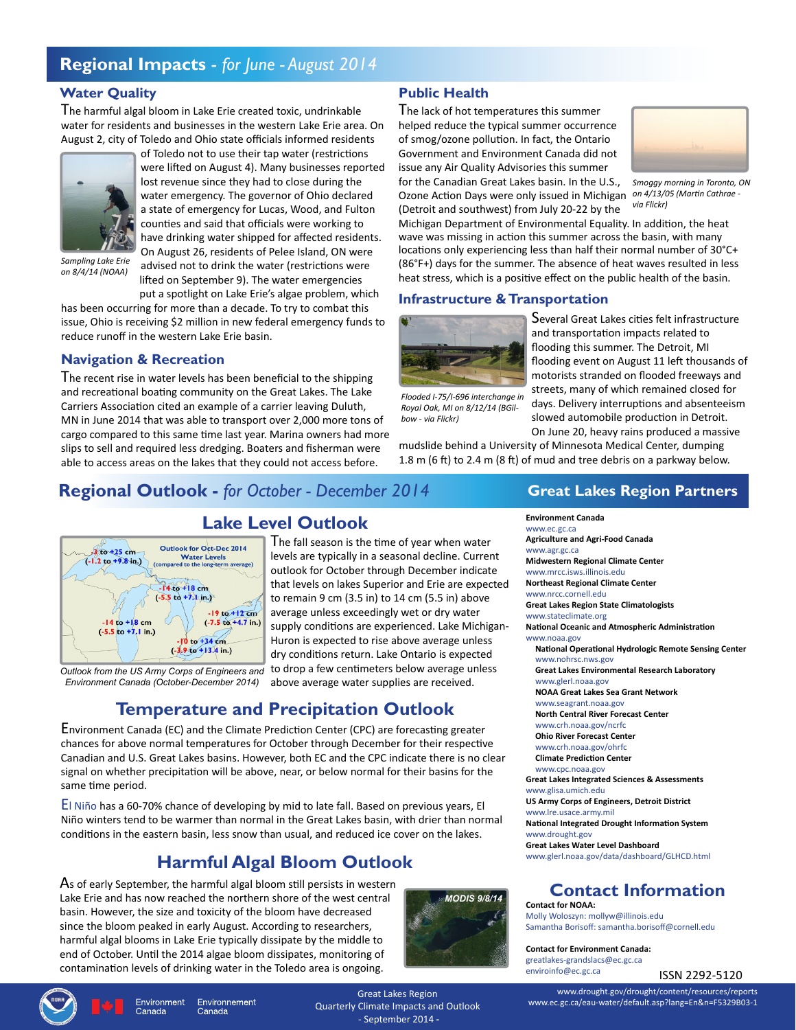## Regional Impacts - *for June - August 2014*

### Water Quality

The harmful algal bloom in Lake Erie created toxic, undrinkable water for residents and businesses in the western Lake Erie area. On August 2, city of Toledo and Ohio state officials informed residents of Toledo not to use their tap water (restrictions were lifted on August 4). Many businesses reported lost revenue since they had to close during the water emergency. The governor of Ohio declared a state of emergency for Lucas, Wood, and Fulton counties and said that officials were working to have drinking water shipped for affected residents. On August 26, residents of Pelee Island, ON were advised not to drink the water (restrictions were lifted on September 9). The water emergencies put a spotlight on Lake Erie's algae problem, which has been occurring for more than a decade. To try to combat this issue, Ohio is receiving $2 million in new federal emergency funds to reduce runoff in the western Lake Erie basin.

*Sampling Lake Erie on 8/4/14 (NOAA)*

### Navigation & Recreation

The recent rise in water levels has been beneficial to the shipping and recreational boating community on the Great Lakes. The Lake Carriers Association cited an example of a carrier leaving Duluth, MN in June 2014 that was able to transport over 2,000 more tons of cargo compared to this same time last year. Marina owners had more slips to sell and required less dredging. Boaters and fisherman were able to access areas on the lakes that they could not access before.

### Public Health

The lack of hot temperatures this summer helped reduce the typical summer occurrence of smog/ozone pollution. In fact, the Ontario Government and Environment Canada did not issue any Air Quality Advisories this summer for the Canadian Great Lakes basin. In the U.S., Ozone Action Days were only issued in Michigan (Detroit and southwest) from July 20-22 by the Michigan Department of Environmental Equality. In addition, the heat wave was missing in action this summer across the basin, with many locations only experiencing less than half their normal number of 30°C+ (86°F+) days for the summer. The absence of heat waves resulted in less heat stress, which is a positive effect on the public health of the basin.

*Smoggy morning in Toronto, ON on 4/13/05 (Martin Cathrae - via Flickr)*

### Infrastructure & Transportation

Several Great Lakes cities felt infrastructure and transportation impacts related to flooding this summer. The Detroit, MI flooding event on August 11 left thousands of motorists stranded on flooded freeways and streets, many of which remained closed for days. Delivery interruptions and absenteeism slowed automobile production in Detroit. On June 20, heavy rains produced a massive mudslide behind a University of Minnesota Medical Center, dumping 1.8 m (6 ft) to 2.4 m (8 ft) of mud and tree debris on a parkway below.

*Flooded I-75/I-696 interchange in Royal Oak, MI on 8/12/14 (BGil-bow - via Flickr)*

## Regional Outlook - *for October - December 2014*

### Lake Level Outlook

Outlook for Oct-Dec 2014
Water Levels
(compared to the long-term average)

-3 to +25 cm
(-1.2 to +9.8 in.)

-14 to +18 cm
(-5.5 to +7.1 in.)

-19 to +12 cm
(-7.5 to +4.7 in.)

-14 to +18 cm
(-5.5 to +7.1 in.)

-10 to +34 cm
(-3.9 to +13.4 in.)

*Outlook from the US Army Corps of Engineers and Environment Canada (October-December 2014)*

The fall season is the time of year when water levels are typically in a seasonal decline. Current outlook for October through December indicate that levels on lakes Superior and Erie are expected to remain 9 cm (3.5 in) to 14 cm (5.5 in) above average unless exceedingly wet or dry water supply conditions are experienced. Lake Michigan-Huron is expected to rise above average unless dry conditions return. Lake Ontario is expected to drop a few centimeters below average unless above average water supplies are received.

### Temperature and Precipitation Outlook

Environment Canada (EC) and the Climate Prediction Center (CPC) are forecasting greater chances for above normal temperatures for October through December for their respective Canadian and U.S. Great Lakes basins. However, both EC and the CPC indicate there is no clear signal on whether precipitation will be above, near, or below normal for their basins for the same time period.

El Niño has a 60-70% chance of developing by mid to late fall. Based on previous years, El Niño winters tend to be warmer than normal in the Great Lakes basin, with drier than normal conditions in the eastern basin, less snow than usual, and reduced ice cover on the lakes.

### Harmful Algal Bloom Outlook

As of early September, the harmful algal bloom still persists in western Lake Erie and has now reached the northern shore of the west central basin. However, the size and toxicity of the bloom have decreased since the bloom peaked in early August. According to researchers, harmful algal blooms in Lake Erie typically dissipate by the middle to end of October. Until the 2014 algae bloom dissipates, monitoring of contamination levels of drinking water in the Toledo area is ongoing.

*MODIS 9/8/14*

## Great Lakes Region Partners

**Environment Canada**
www.ec.gc.ca
**Agriculture and Agri-Food Canada**
www.agr.gc.ca
**Midwestern Regional Climate Center**
www.mrcc.isws.illinois.edu
**Northeast Regional Climate Center**
www.nrcc.cornell.edu
**Great Lakes Region State Climatologists**
www.stateclimate.org
**National Oceanic and Atmospheric Administration**
www.noaa.gov
- **National Operational Hydrologic Remote Sensing Center**
  www.nohrsc.nws.gov
- **Great Lakes Environmental Research Laboratory**
  www.glerl.noaa.gov
- **NOAA Great Lakes Sea Grant Network**
  www.seagrant.noaa.gov
- **North Central River Forecast Center**
  www.crh.noaa.gov/ncrfc
- **Ohio River Forecast Center**
  www.crh.noaa.gov/ohrfc
- **Climate Prediction Center**
  www.cpc.noaa.gov

**Great Lakes Integrated Sciences & Assessments**
www.glisa.umich.edu
**US Army Corps of Engineers, Detroit District**
www.lre.usace.army.mil
**National Integrated Drought Information System**
www.drought.gov
**Great Lakes Water Level Dashboard**
www.glerl.noaa.gov/data/dashboard/GLHCD.html

## Contact Information

**Contact for NOAA:**
Molly Woloszyn: mollyw@illinois.edu
Samantha Borisoff: samantha.borisoff@cornell.edu

**Contact for Environment Canada:**
greatlakes-grandslacs@ec.gc.ca
enviroinfo@ec.gc.ca

ISSN 2292-5120

Environment Canada Environnement Canada

Great Lakes Region Quarterly Climate Impacts and Outlook - September 2014 -

www.drought.gov/drought/content/resources/reports
www.ec.gc.ca/eau-water/default.asp?lang=En&n=F5329B03-1